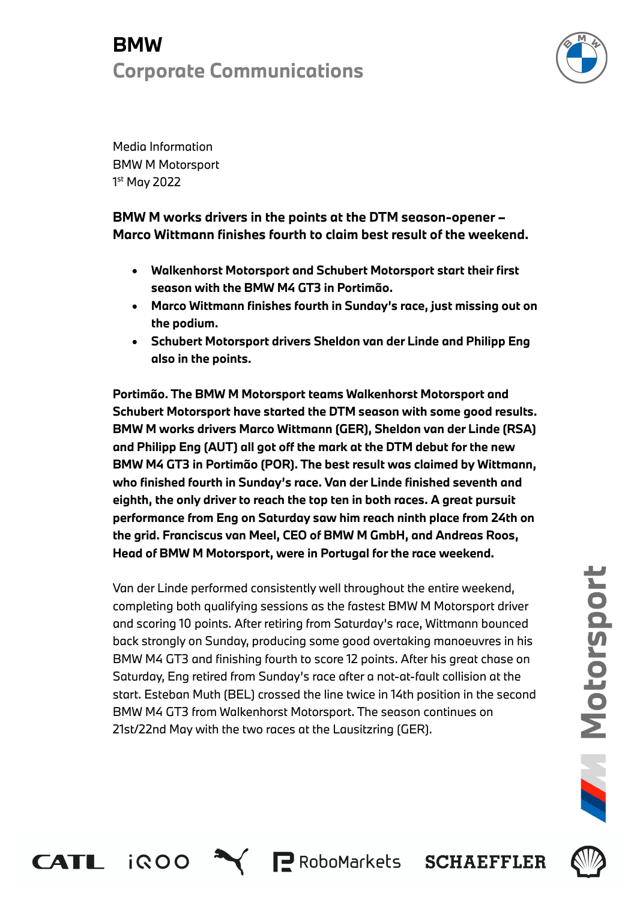# BMW
## Corporate Communications

Media Information
BMW M Motorsport
1st May 2022

**BMW M works drivers in the points at the DTM season-opener – Marco Wittmann finishes fourth to claim best result of the weekend.**

- **Walkenhorst Motorsport and Schubert Motorsport start their first season with the BMW M4 GT3 in Portimão.**
- **Marco Wittmann finishes fourth in Sunday's race, just missing out on the podium.**
- **Schubert Motorsport drivers Sheldon van der Linde and Philipp Eng also in the points.**

**Portimão. The BMW M Motorsport teams Walkenhorst Motorsport and Schubert Motorsport have started the DTM season with some good results. BMW M works drivers Marco Wittmann (GER), Sheldon van der Linde (RSA) and Philipp Eng (AUT) all got off the mark at the DTM debut for the new BMW M4 GT3 in Portimão (POR). The best result was claimed by Wittmann, who finished fourth in Sunday's race. Van der Linde finished seventh and eighth, the only driver to reach the top ten in both races. A great pursuit performance from Eng on Saturday saw him reach ninth place from 24th on the grid. Franciscus van Meel, CEO of BMW M GmbH, and Andreas Roos, Head of BMW M Motorsport, were in Portugal for the race weekend.**

Van der Linde performed consistently well throughout the entire weekend, completing both qualifying sessions as the fastest BMW M Motorsport driver and scoring 10 points. After retiring from Saturday's race, Wittmann bounced back strongly on Sunday, producing some good overtaking manoeuvres in his BMW M4 GT3 and finishing fourth to score 12 points. After his great chase on Saturday, Eng retired from Sunday's race after a not-at-fault collision at the start. Esteban Muth (BEL) crossed the line twice in 14th position in the second BMW M4 GT3 from Walkenhorst Motorsport. The season continues on 21st/22nd May with the two races at the Lausitzring (GER).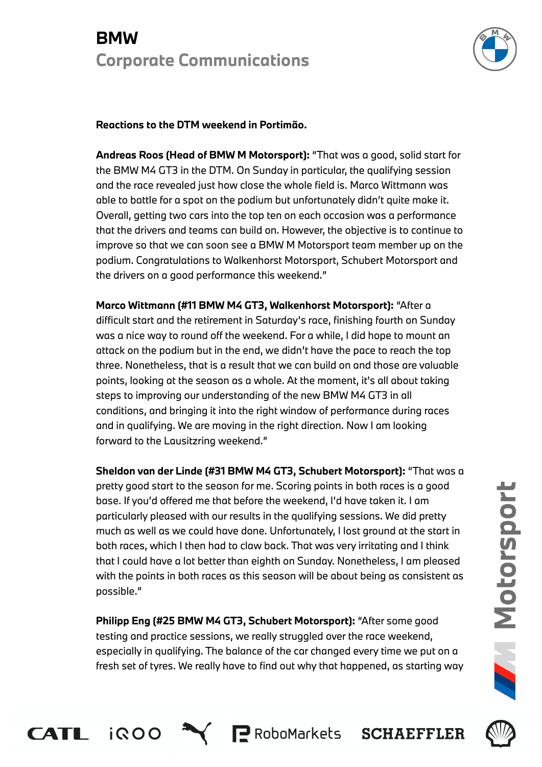**Reactions to the DTM weekend in Portimão.**

**Andreas Roos (Head of BMW M Motorsport):** "That was a good, solid start for the BMW M4 GT3 in the DTM. On Sunday in particular, the qualifying session and the race revealed just how close the whole field is. Marco Wittmann was able to battle for a spot on the podium but unfortunately didn't quite make it. Overall, getting two cars into the top ten on each occasion was a performance that the drivers and teams can build on. However, the objective is to continue to improve so that we can soon see a BMW M Motorsport team member up on the podium. Congratulations to Walkenhorst Motorsport, Schubert Motorsport and the drivers on a good performance this weekend."

**Marco Wittmann (#11 BMW M4 GT3, Walkenhorst Motorsport):** "After a difficult start and the retirement in Saturday's race, finishing fourth on Sunday was a nice way to round off the weekend. For a while, I did hope to mount an attack on the podium but in the end, we didn't have the pace to reach the top three. Nonetheless, that is a result that we can build on and those are valuable points, looking at the season as a whole. At the moment, it's all about taking steps to improving our understanding of the new BMW M4 GT3 in all conditions, and bringing it into the right window of performance during races and in qualifying. We are moving in the right direction. Now I am looking forward to the Lausitzring weekend."

**Sheldon van der Linde (#31 BMW M4 GT3, Schubert Motorsport):** "That was a pretty good start to the season for me. Scoring points in both races is a good base. If you'd offered me that before the weekend, I'd have taken it. I am particularly pleased with our results in the qualifying sessions. We did pretty much as well as we could have done. Unfortunately, I lost ground at the start in both races, which I then had to claw back. That was very irritating and I think that I could have a lot better than eighth on Sunday. Nonetheless, I am pleased with the points in both races as this season will be about being as consistent as possible."

**Philipp Eng (#25 BMW M4 GT3, Schubert Motorsport):** "After some good testing and practice sessions, we really struggled over the race weekend, especially in qualifying. The balance of the car changed every time we put on a fresh set of tyres. We really have to find out why that happened, as starting way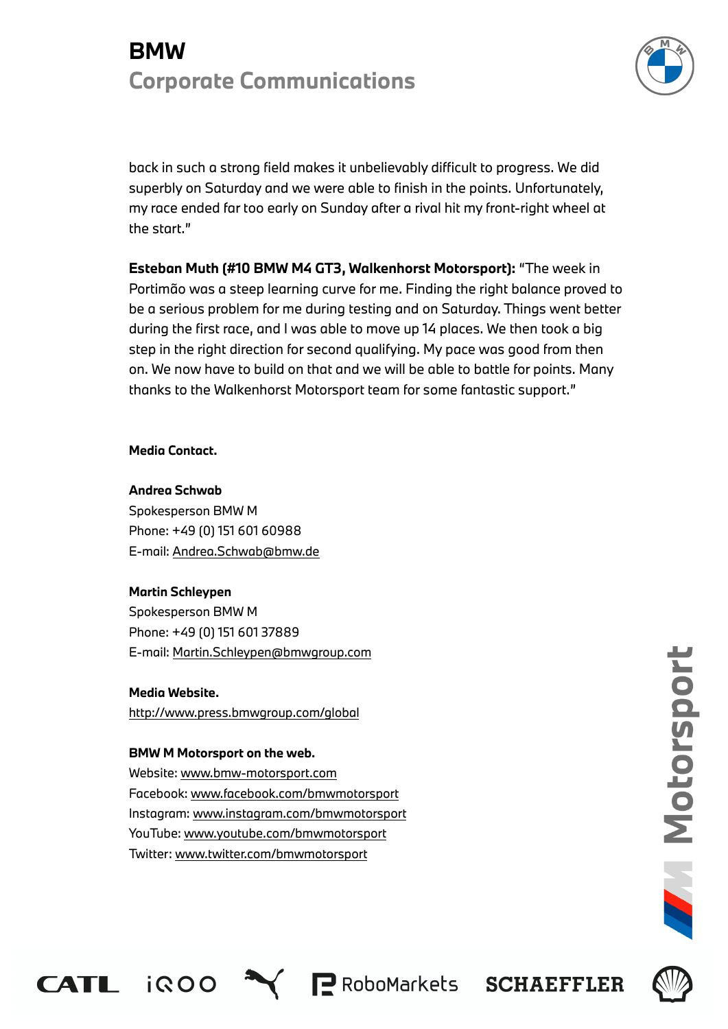back in such a strong field makes it unbelievably difficult to progress. We did superbly on Saturday and we were able to finish in the points. Unfortunately, my race ended far too early on Sunday after a rival hit my front-right wheel at the start."

**Esteban Muth (#10 BMW M4 GT3, Walkenhorst Motorsport):** "The week in Portimão was a steep learning curve for me. Finding the right balance proved to be a serious problem for me during testing and on Saturday. Things went better during the first race, and I was able to move up 14 places. We then took a big step in the right direction for second qualifying. My pace was good from then on. We now have to build on that and we will be able to battle for points. Many thanks to the Walkenhorst Motorsport team for some fantastic support."

**Media Contact.**

**Andrea Schwab**
Spokesperson BMW M
Phone: +49 (0) 151 601 60988
E-mail: Andrea.Schwab@bmw.de

**Martin Schleypen**
Spokesperson BMW M
Phone: +49 (0) 151 601 37889
E-mail: Martin.Schleypen@bmwgroup.com

**Media Website.**
http://www.press.bmwgroup.com/global

**BMW M Motorsport on the web.**
Website: www.bmw-motorsport.com
Facebook: www.facebook.com/bmwmotorsport
Instagram: www.instagram.com/bmwmotorsport
YouTube: www.youtube.com/bmwmotorsport
Twitter: www.twitter.com/bmwmotorsport